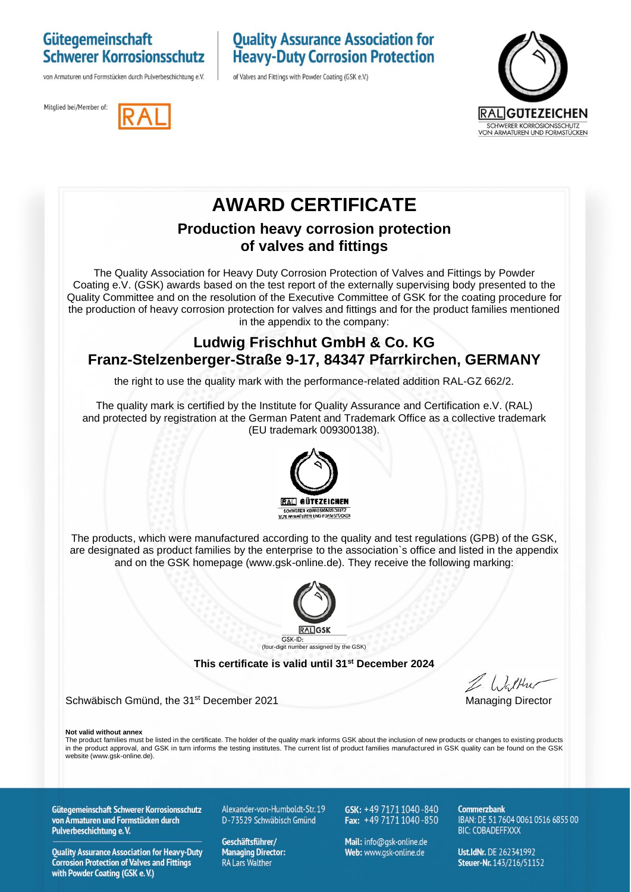**Gütegemeinschaft Schwerer Korrosionsschutz**
von Armaturen und Formstücken durch Pulverbeschichtung e.V.

**Quality Assurance Association for Heavy-Duty Corrosion Protection**
of Valves and Fittings with Powder Coating (GSK e.V.)

Mitglied bei/Member of: RAL

RAL GÜTEZEICHEN
SCHWERER KORROSIONSSCHUTZ VON ARMATUREN UND FORMSTÜCKEN

# AWARD CERTIFICATE

## Production heavy corrosion protection of valves and fittings

The Quality Association for Heavy Duty Corrosion Protection of Valves and Fittings by Powder Coating e.V. (GSK) awards based on the test report of the externally supervising body presented to the Quality Committee and on the resolution of the Executive Committee of GSK for the coating procedure for the production of heavy corrosion protection for valves and fittings and for the product families mentioned in the appendix to the company:

## Ludwig Frischhut GmbH & Co. KG
## Franz-Stelzenberger-Straße 9-17, 84347 Pfarrkirchen, GERMANY

the right to use the quality mark with the performance-related addition RAL-GZ 662/2.

The quality mark is certified by the Institute for Quality Assurance and Certification e.V. (RAL) and protected by registration at the German Patent and Trademark Office as a collective trademark (EU trademark 009300138).

RAL GÜTEZEICHEN
SCHWERER KORROSIONSSCHUTZ VON ARMATUREN UND FORMSTÜCKEN

The products, which were manufactured according to the quality and test regulations (GPB) of the GSK, are designated as product families by the enterprise to the association`s office and listed in the appendix and on the GSK homepage (www.gsk-online.de). They receive the following marking:

RAL GSK
GSK-ID:
(four-digit number assigned by the GSK)

**This certificate is valid until 31st December 2024**

Schwäbisch Gmünd, the 31st December 2021

Managing Director

**Not valid without annex**
The product families must be listed in the certificate. The holder of the quality mark informs GSK about the inclusion of new products or changes to existing products in the product approval, and GSK in turn informs the testing institutes. The current list of product families manufactured in GSK quality can be found on the GSK website (www.gsk-online.de).

**Gütegemeinschaft Schwerer Korrosionsschutz von Armaturen und Formstücken durch Pulverbeschichtung e. V.**

**Quality Assurance Association for Heavy-Duty Corrosion Protection of Valves and Fittings with Powder Coating (GSK e. V.)**

Alexander-von-Humboldt-Str. 19
D-73529 Schwäbisch Gmünd

**Geschäftsführer/ Managing Director:**
RA Lars Walther

**GSK:** +49 7171 1040-840
**Fax:** +49 7171 1040-850

**Mail:** info@gsk-online.de
**Web:** www.gsk-online.de

**Commerzbank**
IBAN: DE 51 7604 0061 0516 6855 00
BIC: COBADEFFXXX

**Ust.IdNr.** DE 262341992
**Steuer-Nr.** 143/216/51152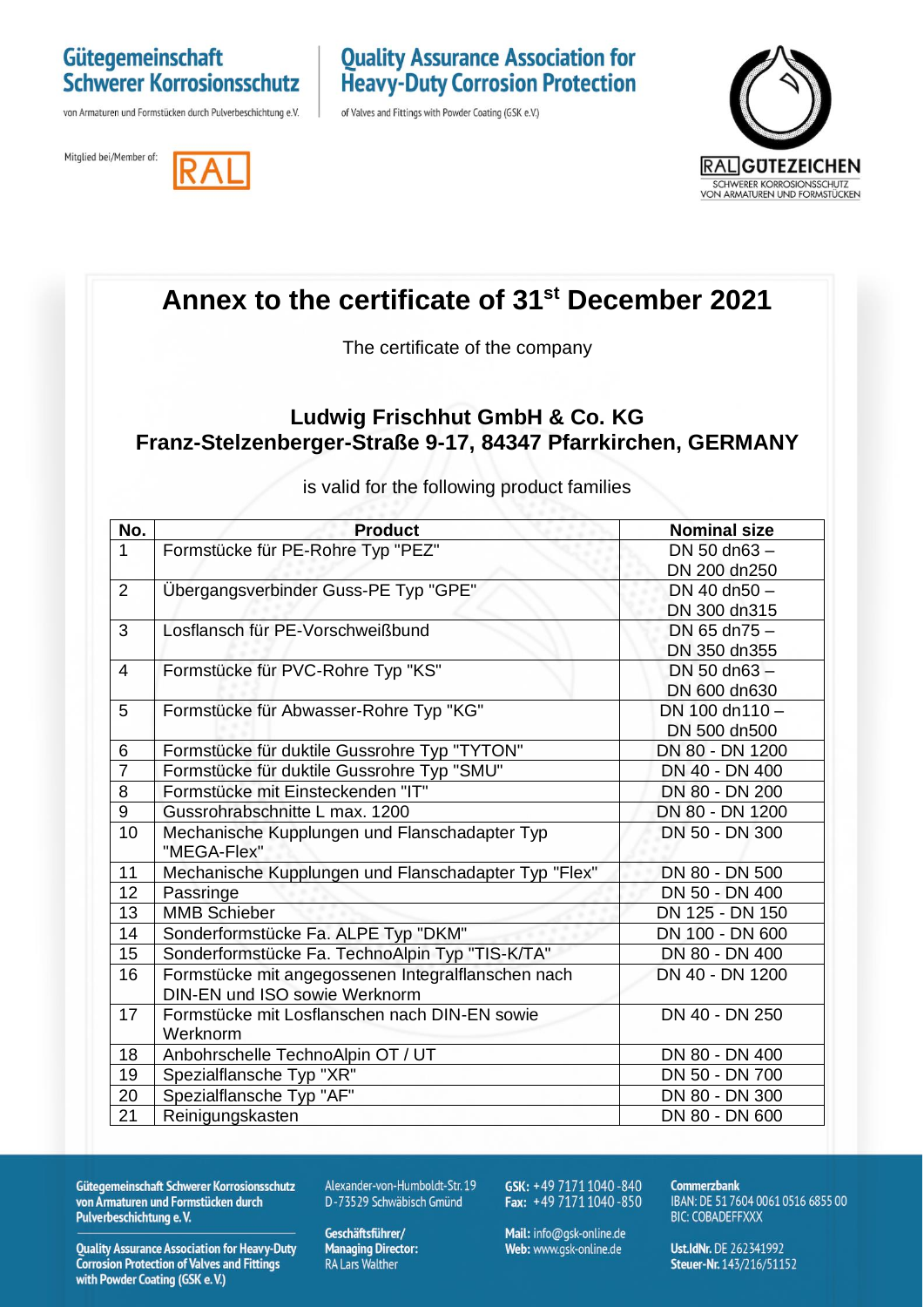Gütegemeinschaft Schwerer Korrosionsschutz von Armaturen und Formstücken durch Pulverbeschichtung e.V.

Quality Assurance Association for Heavy-Duty Corrosion Protection of Valves and Fittings with Powder Coating (GSK e.V.)

Mitglied bei/Member of: RAL

RAL GÜTEZEICHEN SCHWERER KORROSIONSSCHUTZ VON ARMATUREN UND FORMSTÜCKEN

# Annex to the certificate of 31st December 2021

The certificate of the company

## Ludwig Frischhut GmbH & Co. KG
## Franz-Stelzenberger-Straße 9-17, 84347 Pfarrkirchen, GERMANY

is valid for the following product families

| No. | Product | Nominal size |
|---|---|---|
| 1 | Formstücke für PE-Rohre Typ "PEZ" | DN 50 dn63 – DN 200 dn250 |
| 2 | Übergangsverbinder Guss-PE Typ "GPE" | DN 40 dn50 – DN 300 dn315 |
| 3 | Losflansch für PE-Vorschweißbund | DN 65 dn75 – DN 350 dn355 |
| 4 | Formstücke für PVC-Rohre Typ "KS" | DN 50 dn63 – DN 600 dn630 |
| 5 | Formstücke für Abwasser-Rohre Typ "KG" | DN 100 dn110 – DN 500 dn500 |
| 6 | Formstücke für duktile Gussrohre Typ "TYTON" | DN 80 - DN 1200 |
| 7 | Formstücke für duktile Gussrohre Typ "SMU" | DN 40 - DN 400 |
| 8 | Formstücke mit Einsteckenden "IT" | DN 80 - DN 200 |
| 9 | Gussrohrabschnitte L max. 1200 | DN 80 - DN 1200 |
| 10 | Mechanische Kupplungen und Flanschadapter Typ "MEGA-Flex" | DN 50 - DN 300 |
| 11 | Mechanische Kupplungen und Flanschadapter Typ "Flex" | DN 80 - DN 500 |
| 12 | Passringe | DN 50 - DN 400 |
| 13 | MMB Schieber | DN 125 - DN 150 |
| 14 | Sonderformstücke Fa. ALPE Typ "DKM" | DN 100 - DN 600 |
| 15 | Sonderformstücke Fa. TechnoAlpin Typ "TIS-K/TA" | DN 80 - DN 400 |
| 16 | Formstücke mit angegossenen Integralflanschen nach DIN-EN und ISO sowie Werknorm | DN 40 - DN 1200 |
| 17 | Formstücke mit Losflanschen nach DIN-EN sowie Werknorm | DN 40 - DN 250 |
| 18 | Anbohrschelle TechnoAlpin OT / UT | DN 80 - DN 400 |
| 19 | Spezialflansche Typ "XR" | DN 50 - DN 700 |
| 20 | Spezialflansche Typ "AF" | DN 80 - DN 300 |
| 21 | Reinigungskasten | DN 80 - DN 600 |

**Gütegemeinschaft Schwerer Korrosionsschutz von Armaturen und Formstücken durch Pulverbeschichtung e. V.**

**Quality Assurance Association for Heavy-Duty Corrosion Protection of Valves and Fittings with Powder Coating (GSK e. V.)**

Alexander-von-Humboldt-Str. 19
D-73529 Schwäbisch Gmünd

**Geschäftsführer/ Managing Director:** RA Lars Walther

**GSK:** +49 7171 1040 -840
**Fax:** +49 7171 1040 -850

**Mail:** info@gsk-online.de
**Web:** www.gsk-online.de

**Commerzbank**
IBAN: DE 51 7604 0061 0516 6855 00
BIC: COBADEFFXXX

**Ust.IdNr.** DE 262341992
**Steuer-Nr.** 143/216/51152